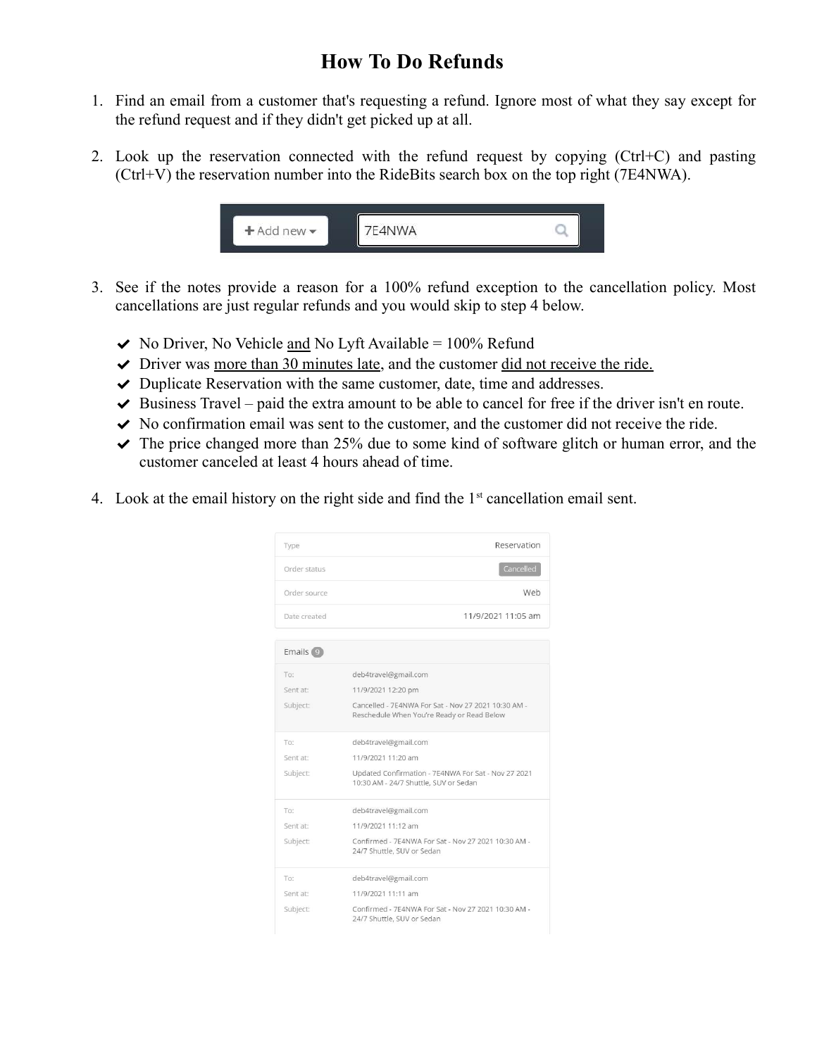# How To Do Refunds

1. Find an email from a customer that's requesting a refund. Ignore most of what they say except for the refund request and if they didn't get picked up at all.

2. Look up the reservation connected with the refund request by copying (Ctrl+C) and pasting (Ctrl+V) the reservation number into the RideBits search box on the top right (7E4NWA).

   + Add new ▾ | 7E4NWA

3. See if the notes provide a reason for a 100% refund exception to the cancellation policy. Most cancellations are just regular refunds and you would skip to step 4 below.

   - ✔ No Driver, No Vehicle <u>and</u> No Lyft Available = 100% Refund
   - ✔ Driver was <u>more than 30 minutes late</u>, and the customer <u>did not receive the ride.</u>
   - ✔ Duplicate Reservation with the same customer, date, time and addresses.
   - ✔ Business Travel – paid the extra amount to be able to cancel for free if the driver isn't en route.
   - ✔ No confirmation email was sent to the customer, and the customer did not receive the ride.
   - ✔ The price changed more than 25% due to some kind of software glitch or human error, and the customer canceled at least 4 hours ahead of time.

4. Look at the email history on the right side and find the 1st cancellation email sent.

| | |
|---|---|
| Type | Reservation |
| Order status | Cancelled |
| Order source | Web |
| Date created | 11/9/2021 11:05 am |

Emails 9

| | |
|---|---|
| To: | deb4travel@gmail.com |
| Sent at: | 11/9/2021 12:20 pm |
| Subject: | Cancelled - 7E4NWA For Sat - Nov 27 2021 10:30 AM - Reschedule When You're Ready or Read Below |
| To: | deb4travel@gmail.com |
| Sent at: | 11/9/2021 11:20 am |
| Subject: | Updated Confirmation - 7E4NWA For Sat - Nov 27 2021 10:30 AM - 24/7 Shuttle, SUV or Sedan |
| To: | deb4travel@gmail.com |
| Sent at: | 11/9/2021 11:12 am |
| Subject: | Confirmed - 7E4NWA For Sat - Nov 27 2021 10:30 AM - 24/7 Shuttle, SUV or Sedan |
| To: | deb4travel@gmail.com |
| Sent at: | 11/9/2021 11:11 am |
| Subject: | Confirmed - 7E4NWA For Sat - Nov 27 2021 10:30 AM - 24/7 Shuttle, SUV or Sedan |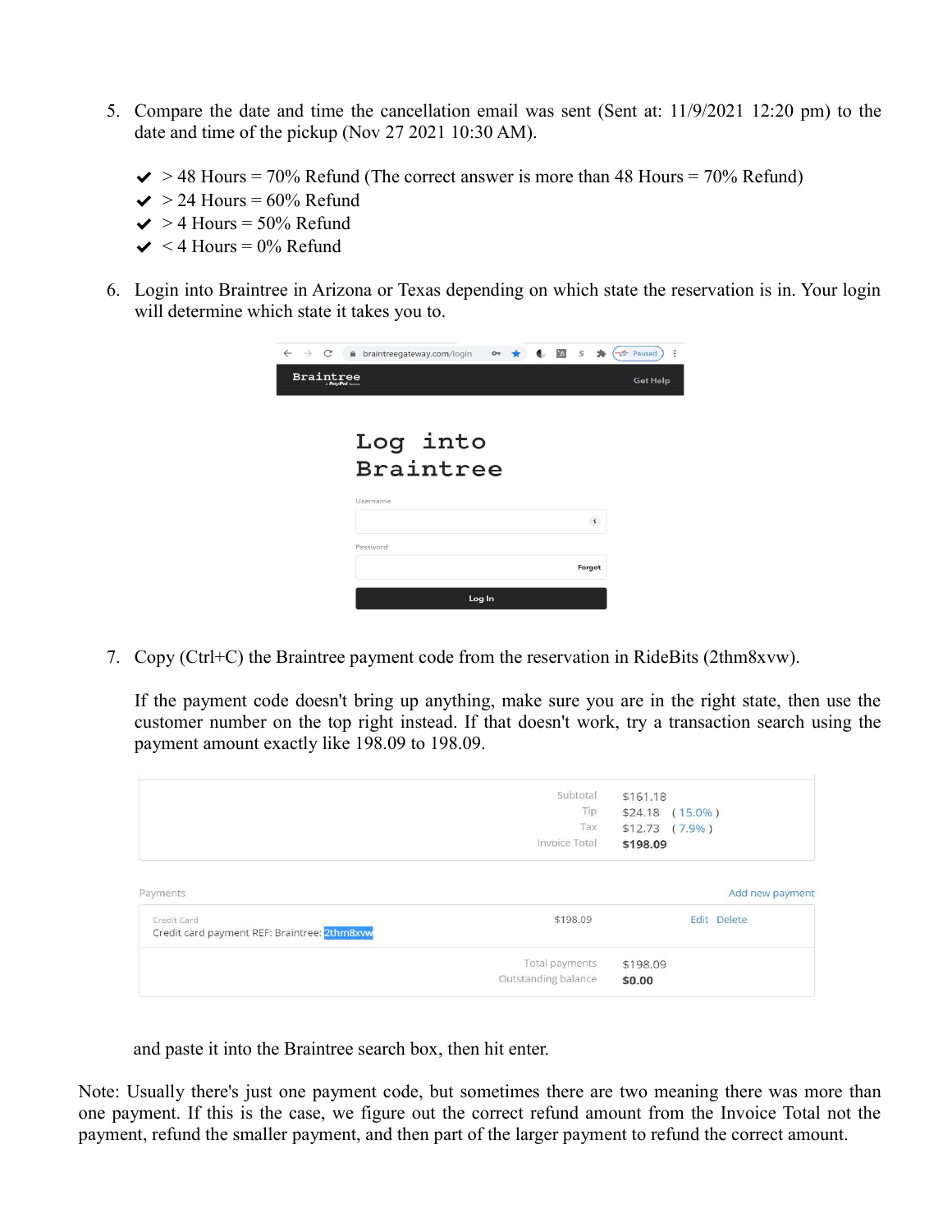5. Compare the date and time the cancellation email was sent (Sent at: 11/9/2021 12:20 pm) to the date and time of the pickup (Nov 27 2021 10:30 AM).

   - ✔ > 48 Hours = 70% Refund (The correct answer is more than 48 Hours = 70% Refund)
   - ✔ > 24 Hours = 60% Refund
   - ✔ > 4 Hours = 50% Refund
   - ✔ < 4 Hours = 0% Refund

6. Login into Braintree in Arizona or Texas depending on which state the reservation is in. Your login will determine which state it takes you to.

   braintreegateway.com/login

   Braintree — Get Help

   **Log into Braintree**

   Username

   Password — Forgot

   Log In

7. Copy (Ctrl+C) the Braintree payment code from the reservation in RideBits (2thm8xvw).

   If the payment code doesn't bring up anything, make sure you are in the right state, then use the customer number on the top right instead. If that doesn't work, try a transaction search using the payment amount exactly like 198.09 to 198.09.

   | | |
   |---|---|
   | Subtotal | $161.18 |
   | Tip | $24.18 ( 15.0% ) |
   | Tax | $12.73 ( 7.9% ) |
   | Invoice Total | **$198.09** |

   Payments — Add new payment

   | | | |
   |---|---|---|
   | Credit Card<br>Credit card payment REF: Braintree: 2thm8xvw | $198.09 | Edit Delete |
   | Total payments | $198.09 | |
   | Outstanding balance | **$0.00** | |

   and paste it into the Braintree search box, then hit enter.

Note: Usually there's just one payment code, but sometimes there are two meaning there was more than one payment. If this is the case, we figure out the correct refund amount from the Invoice Total not the payment, refund the smaller payment, and then part of the larger payment to refund the correct amount.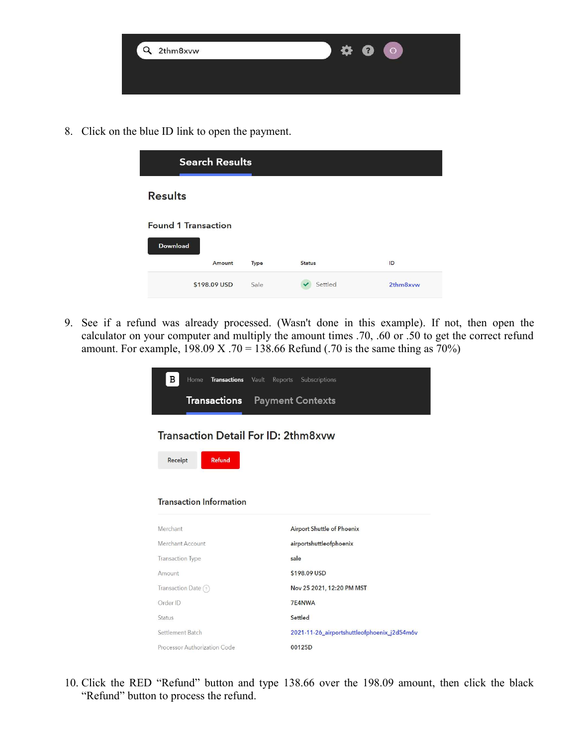8. Click on the blue ID link to open the payment.

9. See if a refund was already processed. (Wasn't done in this example). If not, then open the calculator on your computer and multiply the amount times .70, .60 or .50 to get the correct refund amount. For example, 198.09 X .70 = 138.66 Refund (.70 is the same thing as 70%)

10. Click the RED "Refund" button and type 138.66 over the 198.09 amount, then click the black "Refund" button to process the refund.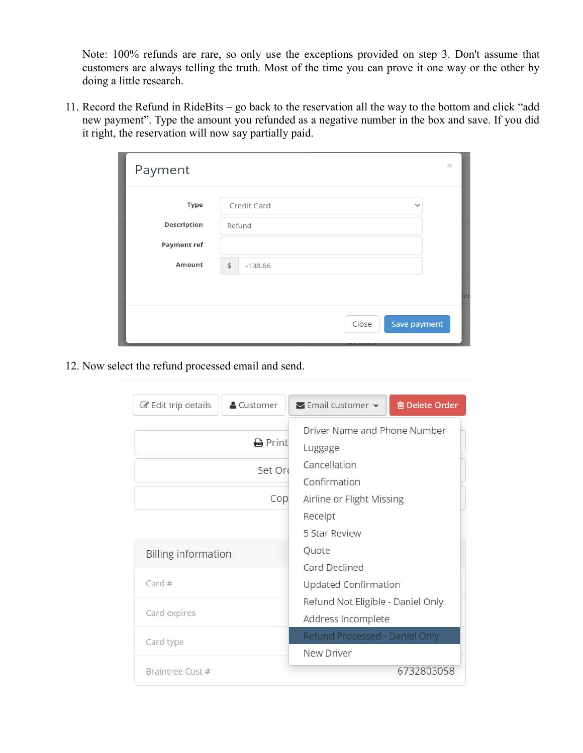Note: 100% refunds are rare, so only use the exceptions provided on step 3. Don't assume that customers are always telling the truth. Most of the time you can prove it one way or the other by doing a little research.

11. Record the Refund in RideBits – go back to the reservation all the way to the bottom and click "add new payment". Type the amount you refunded as a negative number in the box and save. If you did it right, the reservation will now say partially paid.

12. Now select the refund processed email and send.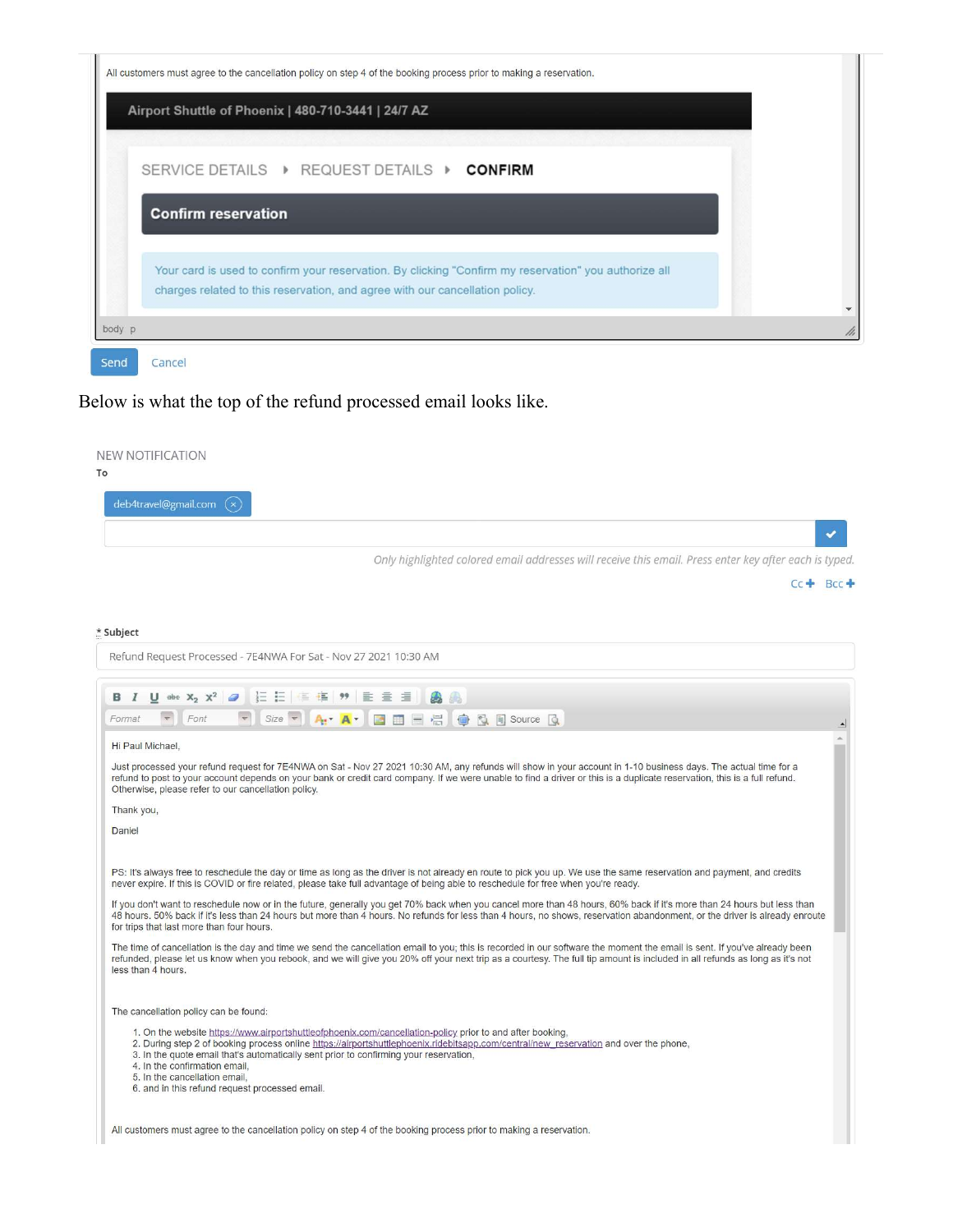All customers must agree to the cancellation policy on step 4 of the booking process prior to making a reservation.

**Airport Shuttle of Phoenix | 480-710-3441 | 24/7 AZ**

SERVICE DETAILS ▸ REQUEST DETAILS ▸ **CONFIRM**

**Confirm reservation**

Your card is used to confirm your reservation. By clicking "Confirm my reservation" you authorize all charges related to this reservation, and agree with our cancellation policy.

body p

Send Cancel

Below is what the top of the refund processed email looks like.

NEW NOTIFICATION

**To**

deb4travel@gmail.com

*Only highlighted colored email addresses will receive this email. Press enter key after each is typed.*

Cc Bcc

**\* Subject**

Refund Request Processed - 7E4NWA For Sat - Nov 27 2021 10:30 AM

Format Font Size Source

Hi Paul Michael,

Just processed your refund request for 7E4NWA on Sat - Nov 27 2021 10:30 AM, any refunds will show in your account in 1-10 business days. The actual time for a refund to post to your account depends on your bank or credit card company. If we were unable to find a driver or this is a duplicate reservation, this is a full refund. Otherwise, please refer to our cancellation policy.

Thank you,

Daniel

PS: It's always free to reschedule the day or time as long as the driver is not already en route to pick you up. We use the same reservation and payment, and credits never expire. If this is COVID or fire related, please take full advantage of being able to reschedule for free when you're ready.

If you don't want to reschedule now or in the future, generally you get 70% back when you cancel more than 48 hours, 60% back if it's more than 24 hours but less than 48 hours. 50% back if it's less than 24 hours but more than 4 hours. No refunds for less than 4 hours, no shows, reservation abandonment, or the driver is already enroute for trips that last more than four hours.

The time of cancellation is the day and time we send the cancellation email to you; this is recorded in our software the moment the email is sent. If you've already been refunded, please let us know when you rebook, and we will give you 20% off your next trip as a courtesy. The full tip amount is included in all refunds as long as it's not less than 4 hours.

The cancellation policy can be found:

1. On the website https://www.airportshuttleofphoenix.com/cancellation-policy prior to and after booking,
2. During step 2 of booking process online https://airportshuttlephoenix.ridebitsapp.com/central/new_reservation and over the phone,
3. In the quote email that's automatically sent prior to confirming your reservation,
4. In the confirmation email,
5. In the cancellation email,
6. and in this refund request processed email.

All customers must agree to the cancellation policy on step 4 of the booking process prior to making a reservation.